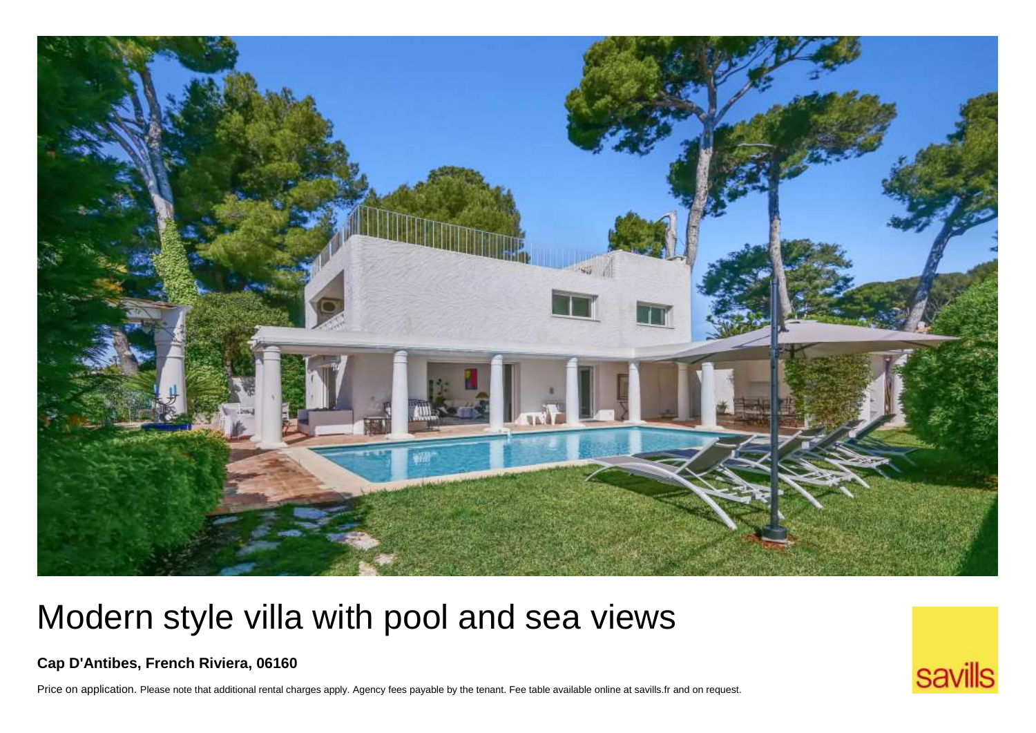# Modern style villa with pool and sea views

**Cap D'Antibes, French Riviera, 06160**

Price on application. Please note that additional rental charges apply. Agency fees payable by the tenant. Fee table available online at savills.fr and on request.

savills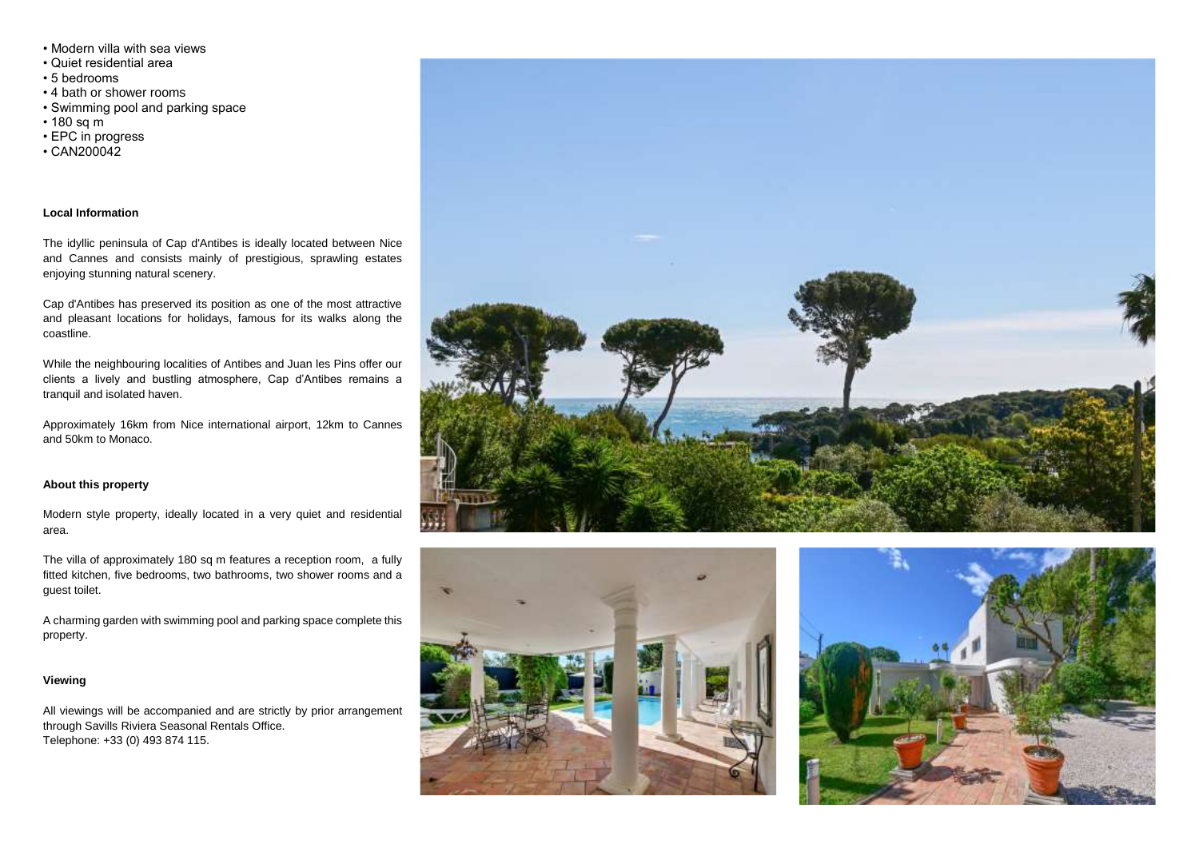- Modern villa with sea views
- Quiet residential area
- 5 bedrooms
- 4 bath or shower rooms
- Swimming pool and parking space
- 180 sq m
- EPC in progress
- CAN200042

**Local Information**

The idyllic peninsula of Cap d'Antibes is ideally located between Nice and Cannes and consists mainly of prestigious, sprawling estates enjoying stunning natural scenery.

Cap d'Antibes has preserved its position as one of the most attractive and pleasant locations for holidays, famous for its walks along the coastline.

While the neighbouring localities of Antibes and Juan les Pins offer our clients a lively and bustling atmosphere, Cap d'Antibes remains a tranquil and isolated haven.

Approximately 16km from Nice international airport, 12km to Cannes and 50km to Monaco.

**About this property**

Modern style property, ideally located in a very quiet and residential area.

The villa of approximately 180 sq m features a reception room, a fully fitted kitchen, five bedrooms, two bathrooms, two shower rooms and a guest toilet.

A charming garden with swimming pool and parking space complete this property.

**Viewing**

All viewings will be accompanied and are strictly by prior arrangement through Savills Riviera Seasonal Rentals Office.
Telephone: +33 (0) 493 874 115.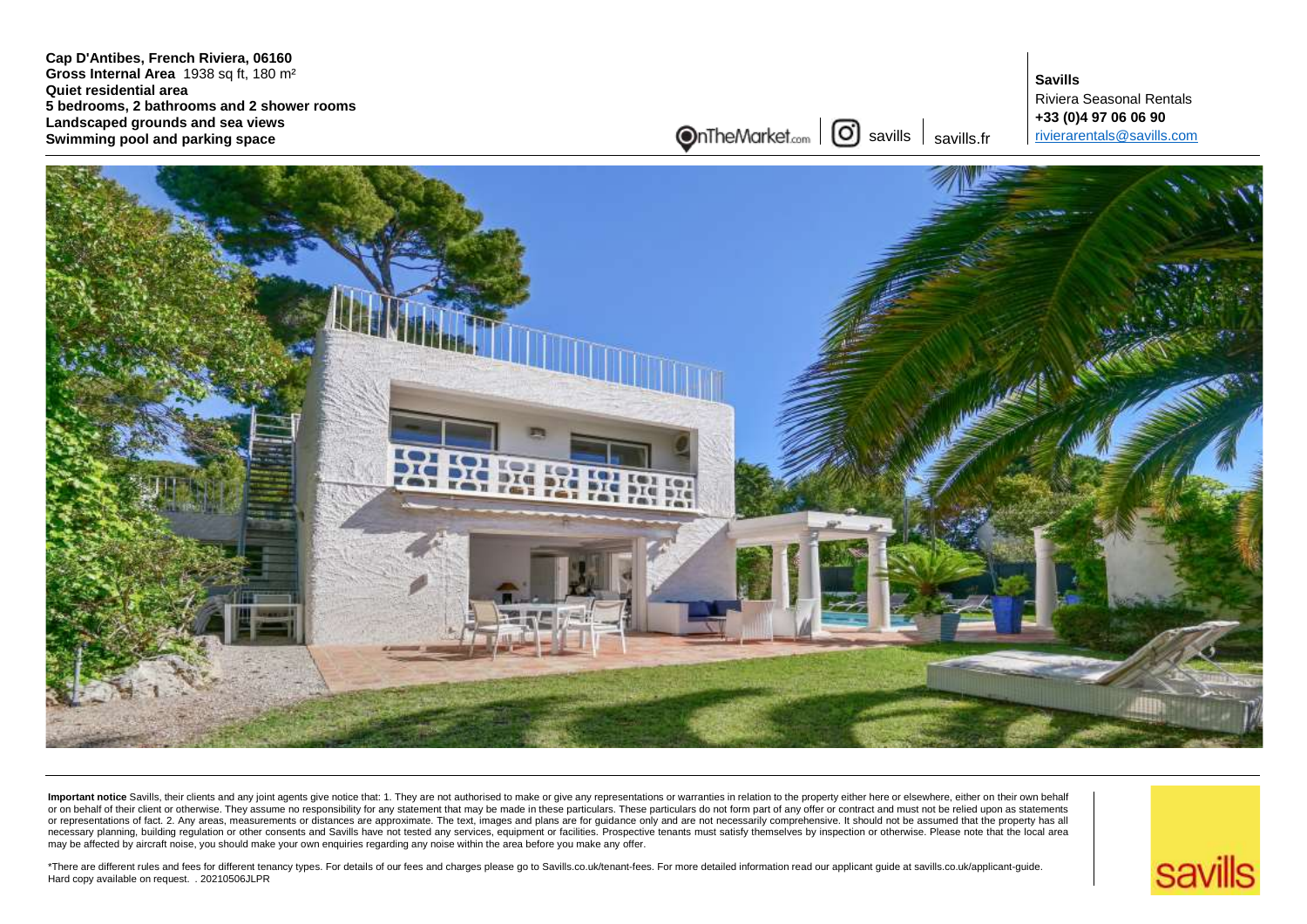**Cap D'Antibes, French Riviera, 06160**
**Gross Internal Area** 1938 sq ft, 180 m²
**Quiet residential area**
**5 bedrooms, 2 bathrooms and 2 shower rooms**
**Landscaped grounds and sea views**
**Swimming pool and parking space**

OnTheMarket.com | savills | savills.fr

**Savills**
Riviera Seasonal Rentals
**+33 (0)4 97 06 06 90**
rivierarentals@savills.com

**Important notice** Savills, their clients and any joint agents give notice that: 1. They are not authorised to make or give any representations or warranties in relation to the property either here or elsewhere, either on their own behalf or on behalf of their client or otherwise. They assume no responsibility for any statement that may be made in these particulars. These particulars do not form part of any offer or contract and must not be relied upon as statements or representations of fact. 2. Any areas, measurements or distances are approximate. The text, images and plans are for guidance only and are not necessarily comprehensive. It should not be assumed that the property has all necessary planning, building regulation or other consents and Savills have not tested any services, equipment or facilities. Prospective tenants must satisfy themselves by inspection or otherwise. Please note that the local area may be affected by aircraft noise, you should make your own enquiries regarding any noise within the area before you make any offer.

*There are different rules and fees for different tenancy types. For details of our fees and charges please go to Savills.co.uk/tenant-fees. For more detailed information read our applicant guide at savills.co.uk/applicant-guide. Hard copy available on request. . 20210506JLPR

savills